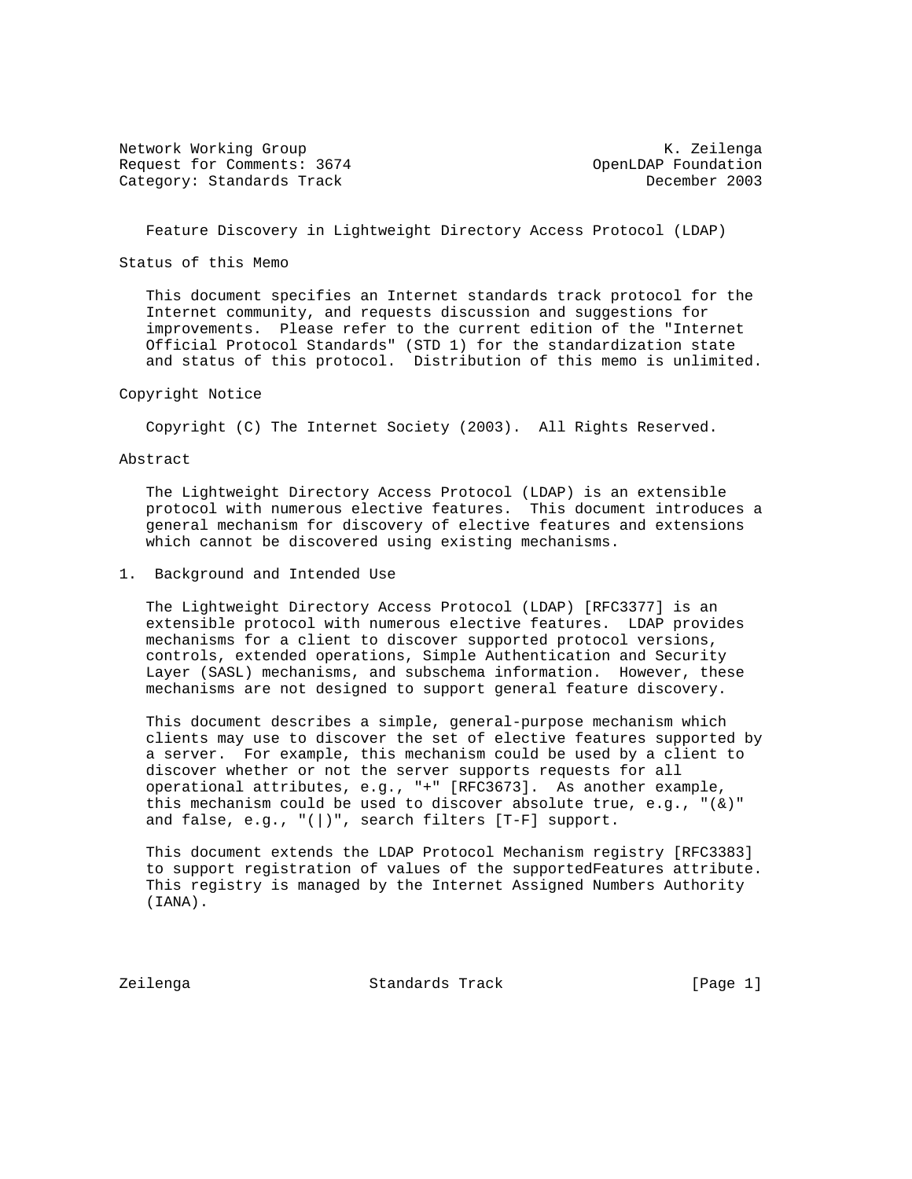Network Working Group K. Zeilenga
Request for Comments: 3674 OpenLDAP Foundation
Category: Standards Track December 2003

# Feature Discovery in Lightweight Directory Access Protocol (LDAP)

## Status of this Memo

This document specifies an Internet standards track protocol for the Internet community, and requests discussion and suggestions for improvements. Please refer to the current edition of the "Internet Official Protocol Standards" (STD 1) for the standardization state and status of this protocol. Distribution of this memo is unlimited.

## Copyright Notice

Copyright (C) The Internet Society (2003). All Rights Reserved.

## Abstract

The Lightweight Directory Access Protocol (LDAP) is an extensible protocol with numerous elective features. This document introduces a general mechanism for discovery of elective features and extensions which cannot be discovered using existing mechanisms.

## 1. Background and Intended Use

The Lightweight Directory Access Protocol (LDAP) [RFC3377] is an extensible protocol with numerous elective features. LDAP provides mechanisms for a client to discover supported protocol versions, controls, extended operations, Simple Authentication and Security Layer (SASL) mechanisms, and subschema information. However, these mechanisms are not designed to support general feature discovery.

This document describes a simple, general-purpose mechanism which clients may use to discover the set of elective features supported by a server. For example, this mechanism could be used by a client to discover whether or not the server supports requests for all operational attributes, e.g., "+" [RFC3673]. As another example, this mechanism could be used to discover absolute true, e.g., "(&)" and false, e.g., "(|)", search filters [T-F] support.

This document extends the LDAP Protocol Mechanism registry [RFC3383] to support registration of values of the supportedFeatures attribute. This registry is managed by the Internet Assigned Numbers Authority (IANA).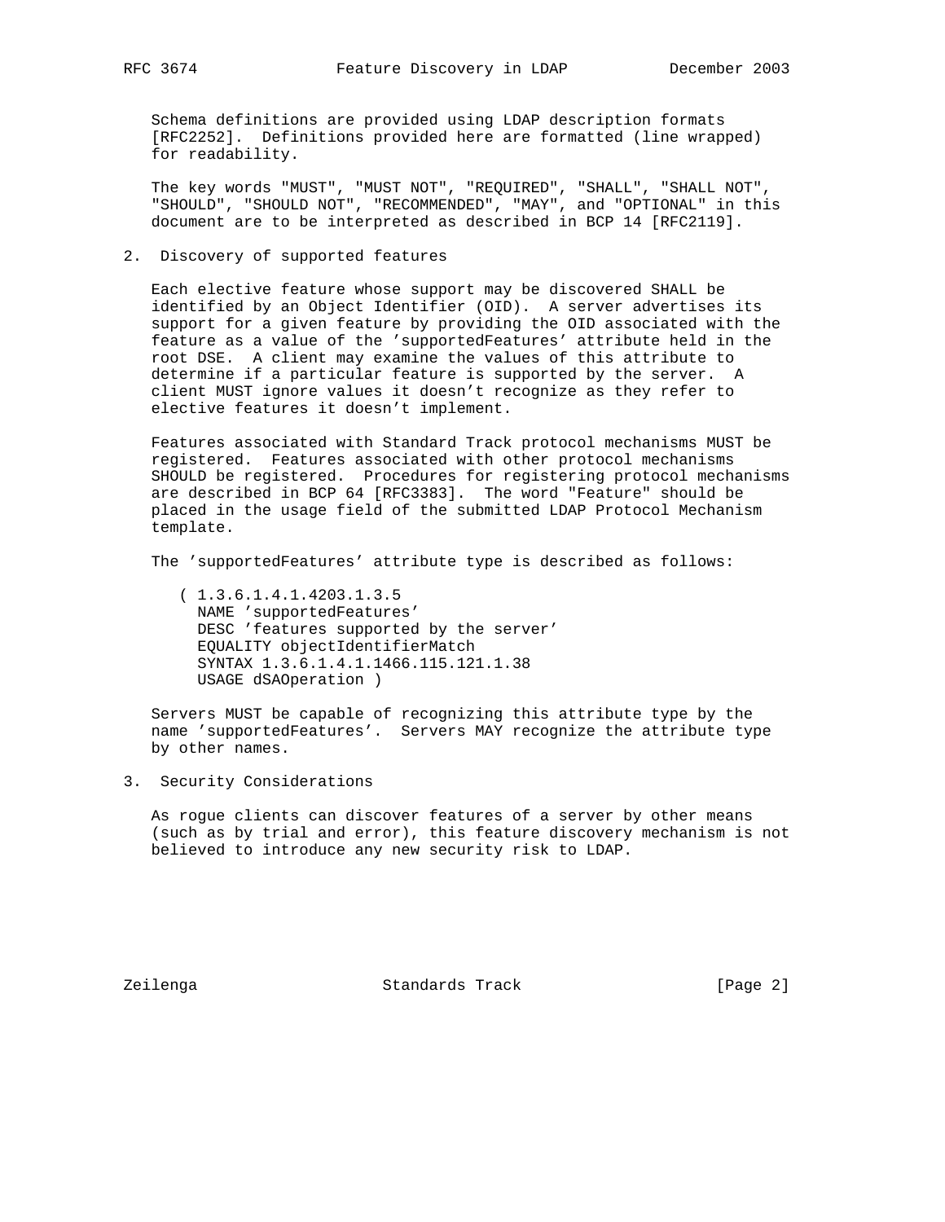Schema definitions are provided using LDAP description formats [RFC2252]. Definitions provided here are formatted (line wrapped) for readability.

The key words "MUST", "MUST NOT", "REQUIRED", "SHALL", "SHALL NOT", "SHOULD", "SHOULD NOT", "RECOMMENDED", "MAY", and "OPTIONAL" in this document are to be interpreted as described in BCP 14 [RFC2119].

## 2. Discovery of supported features

Each elective feature whose support may be discovered SHALL be identified by an Object Identifier (OID). A server advertises its support for a given feature by providing the OID associated with the feature as a value of the 'supportedFeatures' attribute held in the root DSE. A client may examine the values of this attribute to determine if a particular feature is supported by the server. A client MUST ignore values it doesn't recognize as they refer to elective features it doesn't implement.

Features associated with Standard Track protocol mechanisms MUST be registered. Features associated with other protocol mechanisms SHOULD be registered. Procedures for registering protocol mechanisms are described in BCP 64 [RFC3383]. The word "Feature" should be placed in the usage field of the submitted LDAP Protocol Mechanism template.

The 'supportedFeatures' attribute type is described as follows:

```
( 1.3.6.1.4.1.4203.1.3.5
  NAME 'supportedFeatures'
  DESC 'features supported by the server'
  EQUALITY objectIdentifierMatch
  SYNTAX 1.3.6.1.4.1.1466.115.121.1.38
  USAGE dSAOperation )
```

Servers MUST be capable of recognizing this attribute type by the name 'supportedFeatures'. Servers MAY recognize the attribute type by other names.

## 3. Security Considerations

As rogue clients can discover features of a server by other means (such as by trial and error), this feature discovery mechanism is not believed to introduce any new security risk to LDAP.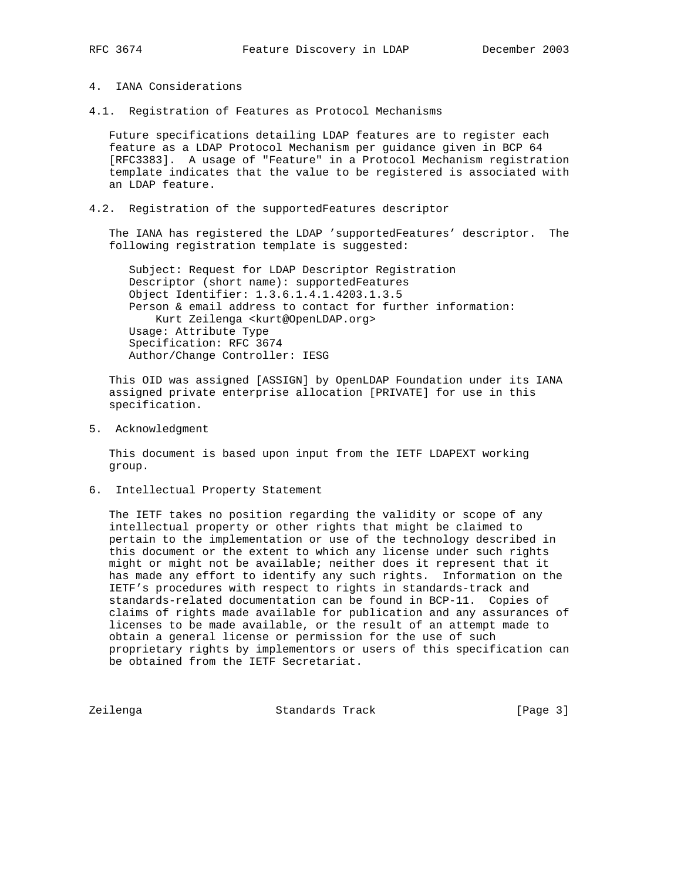## 4. IANA Considerations

### 4.1. Registration of Features as Protocol Mechanisms

Future specifications detailing LDAP features are to register each feature as a LDAP Protocol Mechanism per guidance given in BCP 64 [RFC3383]. A usage of "Feature" in a Protocol Mechanism registration template indicates that the value to be registered is associated with an LDAP feature.

### 4.2. Registration of the supportedFeatures descriptor

The IANA has registered the LDAP 'supportedFeatures' descriptor. The following registration template is suggested:

```
Subject: Request for LDAP Descriptor Registration
Descriptor (short name): supportedFeatures
Object Identifier: 1.3.6.1.4.1.4203.1.3.5
Person & email address to contact for further information:
    Kurt Zeilenga <kurt@OpenLDAP.org>
Usage: Attribute Type
Specification: RFC 3674
Author/Change Controller: IESG
```

This OID was assigned [ASSIGN] by OpenLDAP Foundation under its IANA assigned private enterprise allocation [PRIVATE] for use in this specification.

## 5. Acknowledgment

This document is based upon input from the IETF LDAPEXT working group.

## 6. Intellectual Property Statement

The IETF takes no position regarding the validity or scope of any intellectual property or other rights that might be claimed to pertain to the implementation or use of the technology described in this document or the extent to which any license under such rights might or might not be available; neither does it represent that it has made any effort to identify any such rights. Information on the IETF's procedures with respect to rights in standards-track and standards-related documentation can be found in BCP-11. Copies of claims of rights made available for publication and any assurances of licenses to be made available, or the result of an attempt made to obtain a general license or permission for the use of such proprietary rights by implementors or users of this specification can be obtained from the IETF Secretariat.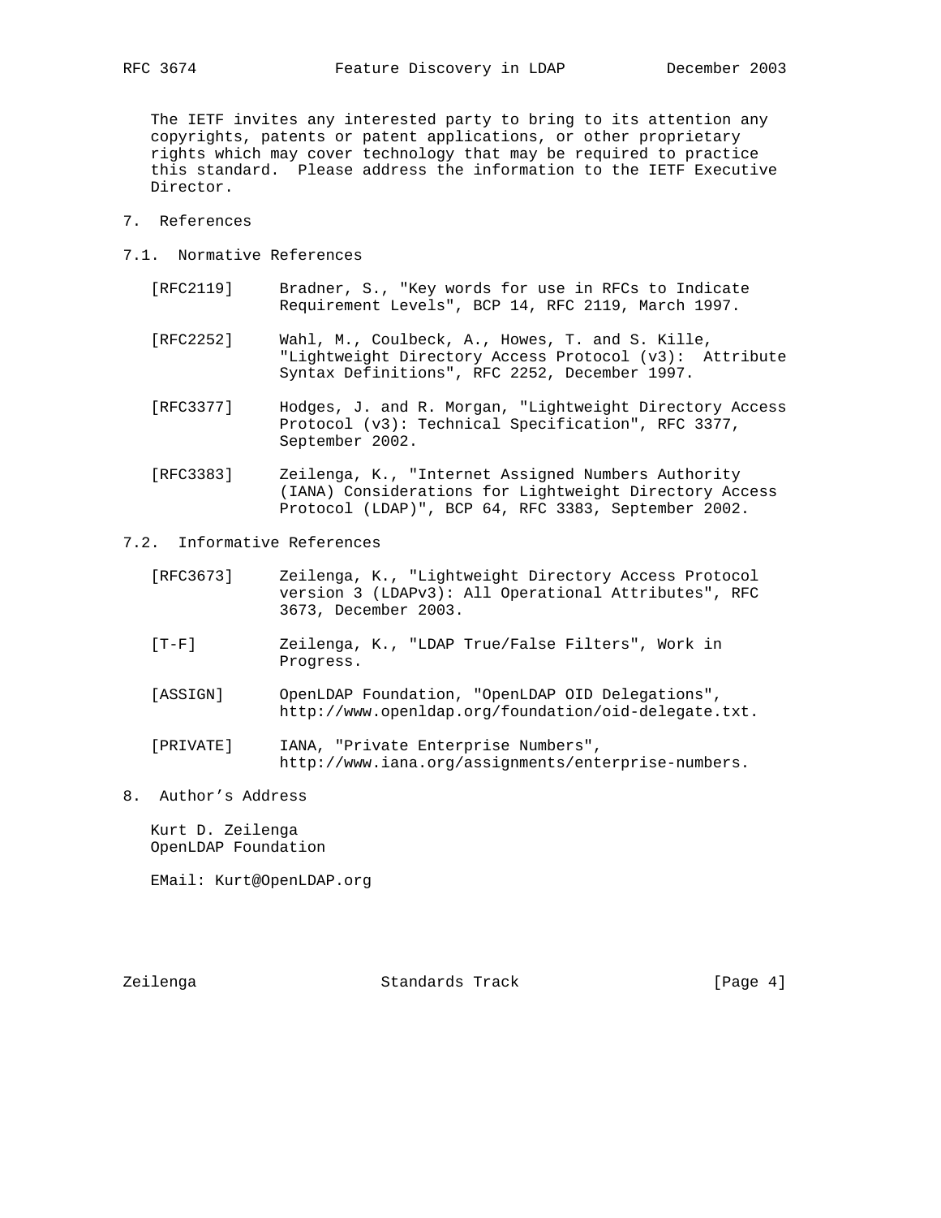The IETF invites any interested party to bring to its attention any copyrights, patents or patent applications, or other proprietary rights which may cover technology that may be required to practice this standard. Please address the information to the IETF Executive Director.

# 7. References

## 7.1. Normative References

[RFC2119] Bradner, S., "Key words for use in RFCs to Indicate Requirement Levels", BCP 14, RFC 2119, March 1997.

[RFC2252] Wahl, M., Coulbeck, A., Howes, T. and S. Kille, "Lightweight Directory Access Protocol (v3): Attribute Syntax Definitions", RFC 2252, December 1997.

[RFC3377] Hodges, J. and R. Morgan, "Lightweight Directory Access Protocol (v3): Technical Specification", RFC 3377, September 2002.

[RFC3383] Zeilenga, K., "Internet Assigned Numbers Authority (IANA) Considerations for Lightweight Directory Access Protocol (LDAP)", BCP 64, RFC 3383, September 2002.

## 7.2. Informative References

[RFC3673] Zeilenga, K., "Lightweight Directory Access Protocol version 3 (LDAPv3): All Operational Attributes", RFC 3673, December 2003.

[T-F] Zeilenga, K., "LDAP True/False Filters", Work in Progress.

[ASSIGN] OpenLDAP Foundation, "OpenLDAP OID Delegations", http://www.openldap.org/foundation/oid-delegate.txt.

[PRIVATE] IANA, "Private Enterprise Numbers", http://www.iana.org/assignments/enterprise-numbers.

# 8. Author's Address

Kurt D. Zeilenga
OpenLDAP Foundation

EMail: Kurt@OpenLDAP.org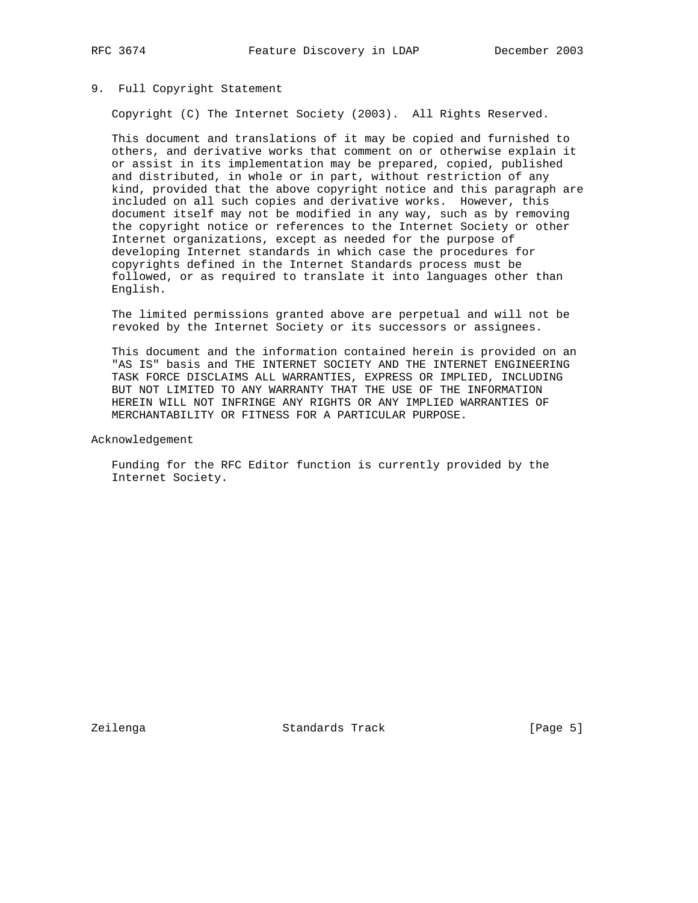## 9. Full Copyright Statement

Copyright (C) The Internet Society (2003). All Rights Reserved.

This document and translations of it may be copied and furnished to others, and derivative works that comment on or otherwise explain it or assist in its implementation may be prepared, copied, published and distributed, in whole or in part, without restriction of any kind, provided that the above copyright notice and this paragraph are included on all such copies and derivative works. However, this document itself may not be modified in any way, such as by removing the copyright notice or references to the Internet Society or other Internet organizations, except as needed for the purpose of developing Internet standards in which case the procedures for copyrights defined in the Internet Standards process must be followed, or as required to translate it into languages other than English.

The limited permissions granted above are perpetual and will not be revoked by the Internet Society or its successors or assignees.

This document and the information contained herein is provided on an "AS IS" basis and THE INTERNET SOCIETY AND THE INTERNET ENGINEERING TASK FORCE DISCLAIMS ALL WARRANTIES, EXPRESS OR IMPLIED, INCLUDING BUT NOT LIMITED TO ANY WARRANTY THAT THE USE OF THE INFORMATION HEREIN WILL NOT INFRINGE ANY RIGHTS OR ANY IMPLIED WARRANTIES OF MERCHANTABILITY OR FITNESS FOR A PARTICULAR PURPOSE.

## Acknowledgement

Funding for the RFC Editor function is currently provided by the Internet Society.